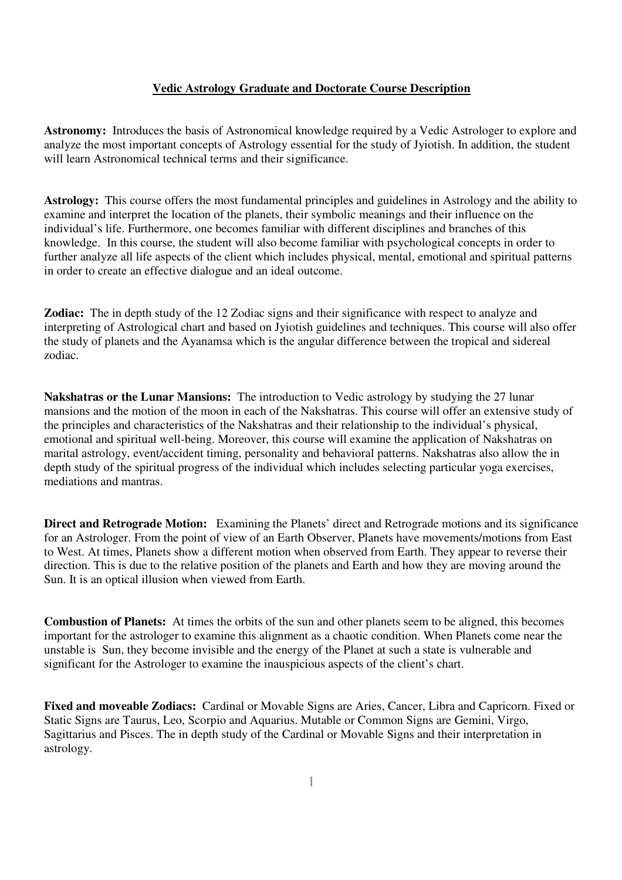# Vedic Astrology Graduate and Doctorate Course Description

**Astronomy:** Introduces the basis of Astronomical knowledge required by a Vedic Astrologer to explore and analyze the most important concepts of Astrology essential for the study of Jyiotish. In addition, the student will learn Astronomical technical terms and their significance.

**Astrology:** This course offers the most fundamental principles and guidelines in Astrology and the ability to examine and interpret the location of the planets, their symbolic meanings and their influence on the individual's life. Furthermore, one becomes familiar with different disciplines and branches of this knowledge. In this course, the student will also become familiar with psychological concepts in order to further analyze all life aspects of the client which includes physical, mental, emotional and spiritual patterns in order to create an effective dialogue and an ideal outcome.

**Zodiac:** The in depth study of the 12 Zodiac signs and their significance with respect to analyze and interpreting of Astrological chart and based on Jyiotish guidelines and techniques. This course will also offer the study of planets and the Ayanamsa which is the angular difference between the tropical and sidereal zodiac.

**Nakshatras or the Lunar Mansions:** The introduction to Vedic astrology by studying the 27 lunar mansions and the motion of the moon in each of the Nakshatras. This course will offer an extensive study of the principles and characteristics of the Nakshatras and their relationship to the individual's physical, emotional and spiritual well-being. Moreover, this course will examine the application of Nakshatras on marital astrology, event/accident timing, personality and behavioral patterns. Nakshatras also allow the in depth study of the spiritual progress of the individual which includes selecting particular yoga exercises, mediations and mantras.

**Direct and Retrograde Motion:** Examining the Planets' direct and Retrograde motions and its significance for an Astrologer. From the point of view of an Earth Observer, Planets have movements/motions from East to West. At times, Planets show a different motion when observed from Earth. They appear to reverse their direction. This is due to the relative position of the planets and Earth and how they are moving around the Sun. It is an optical illusion when viewed from Earth.

**Combustion of Planets:** At times the orbits of the sun and other planets seem to be aligned, this becomes important for the astrologer to examine this alignment as a chaotic condition. When Planets come near the unstable is Sun, they become invisible and the energy of the Planet at such a state is vulnerable and significant for the Astrologer to examine the inauspicious aspects of the client's chart.

**Fixed and moveable Zodiacs:** Cardinal or Movable Signs are Aries, Cancer, Libra and Capricorn. Fixed or Static Signs are Taurus, Leo, Scorpio and Aquarius. Mutable or Common Signs are Gemini, Virgo, Sagittarius and Pisces. The in depth study of the Cardinal or Movable Signs and their interpretation in astrology.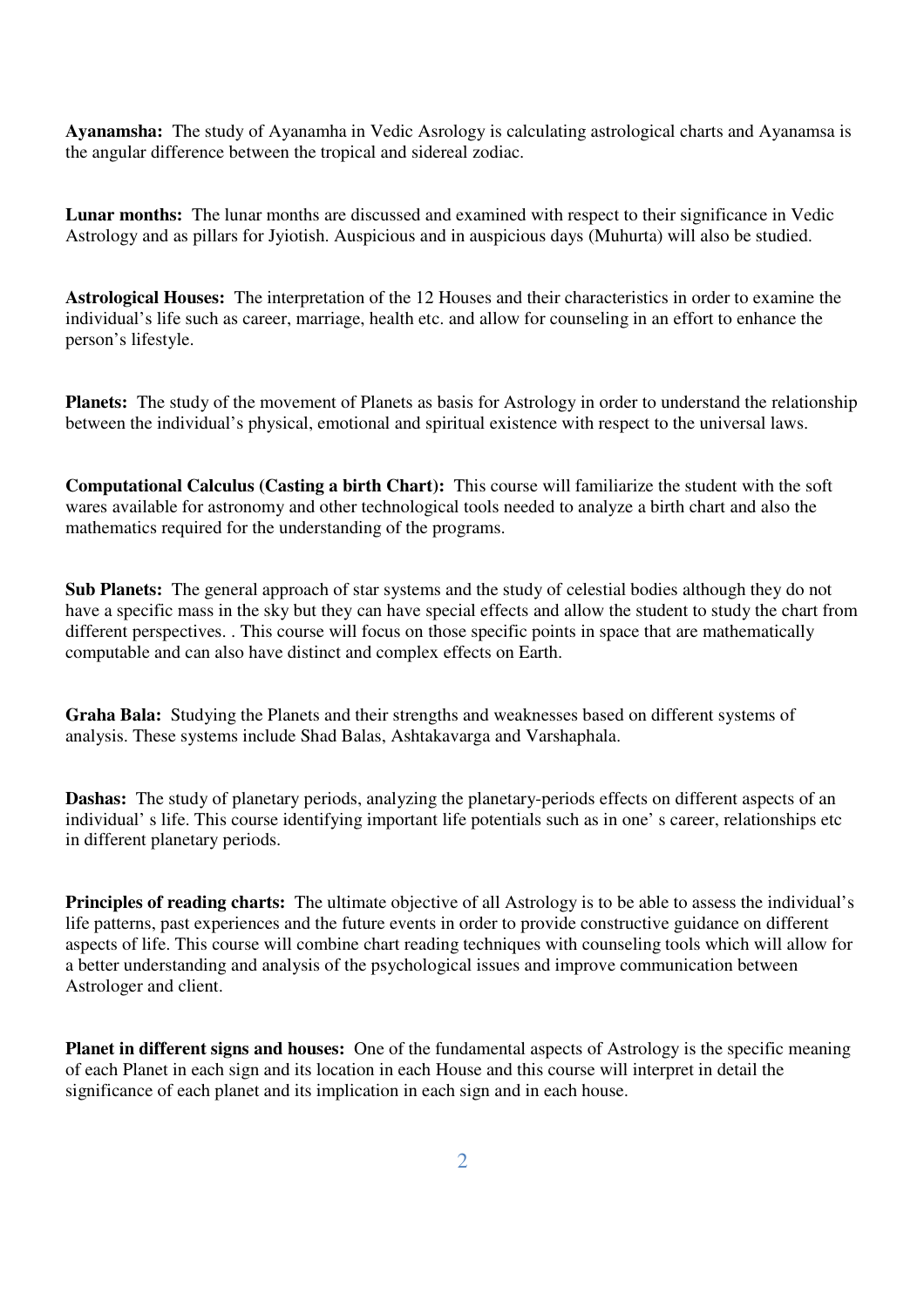**Ayanamsha:** The study of Ayanamha in Vedic Asrology is calculating astrological charts and Ayanamsa is the angular difference between the tropical and sidereal zodiac.

**Lunar months:** The lunar months are discussed and examined with respect to their significance in Vedic Astrology and as pillars for Jyiotish. Auspicious and in auspicious days (Muhurta) will also be studied.

**Astrological Houses:** The interpretation of the 12 Houses and their characteristics in order to examine the individual's life such as career, marriage, health etc. and allow for counseling in an effort to enhance the person's lifestyle.

**Planets:** The study of the movement of Planets as basis for Astrology in order to understand the relationship between the individual's physical, emotional and spiritual existence with respect to the universal laws.

**Computational Calculus (Casting a birth Chart):** This course will familiarize the student with the soft wares available for astronomy and other technological tools needed to analyze a birth chart and also the mathematics required for the understanding of the programs.

**Sub Planets:** The general approach of star systems and the study of celestial bodies although they do not have a specific mass in the sky but they can have special effects and allow the student to study the chart from different perspectives. . This course will focus on those specific points in space that are mathematically computable and can also have distinct and complex effects on Earth.

**Graha Bala:** Studying the Planets and their strengths and weaknesses based on different systems of analysis. These systems include Shad Balas, Ashtakavarga and Varshaphala.

**Dashas:** The study of planetary periods, analyzing the planetary-periods effects on different aspects of an individual' s life. This course identifying important life potentials such as in one' s career, relationships etc in different planetary periods.

**Principles of reading charts:** The ultimate objective of all Astrology is to be able to assess the individual's life patterns, past experiences and the future events in order to provide constructive guidance on different aspects of life. This course will combine chart reading techniques with counseling tools which will allow for a better understanding and analysis of the psychological issues and improve communication between Astrologer and client.

**Planet in different signs and houses:** One of the fundamental aspects of Astrology is the specific meaning of each Planet in each sign and its location in each House and this course will interpret in detail the significance of each planet and its implication in each sign and in each house.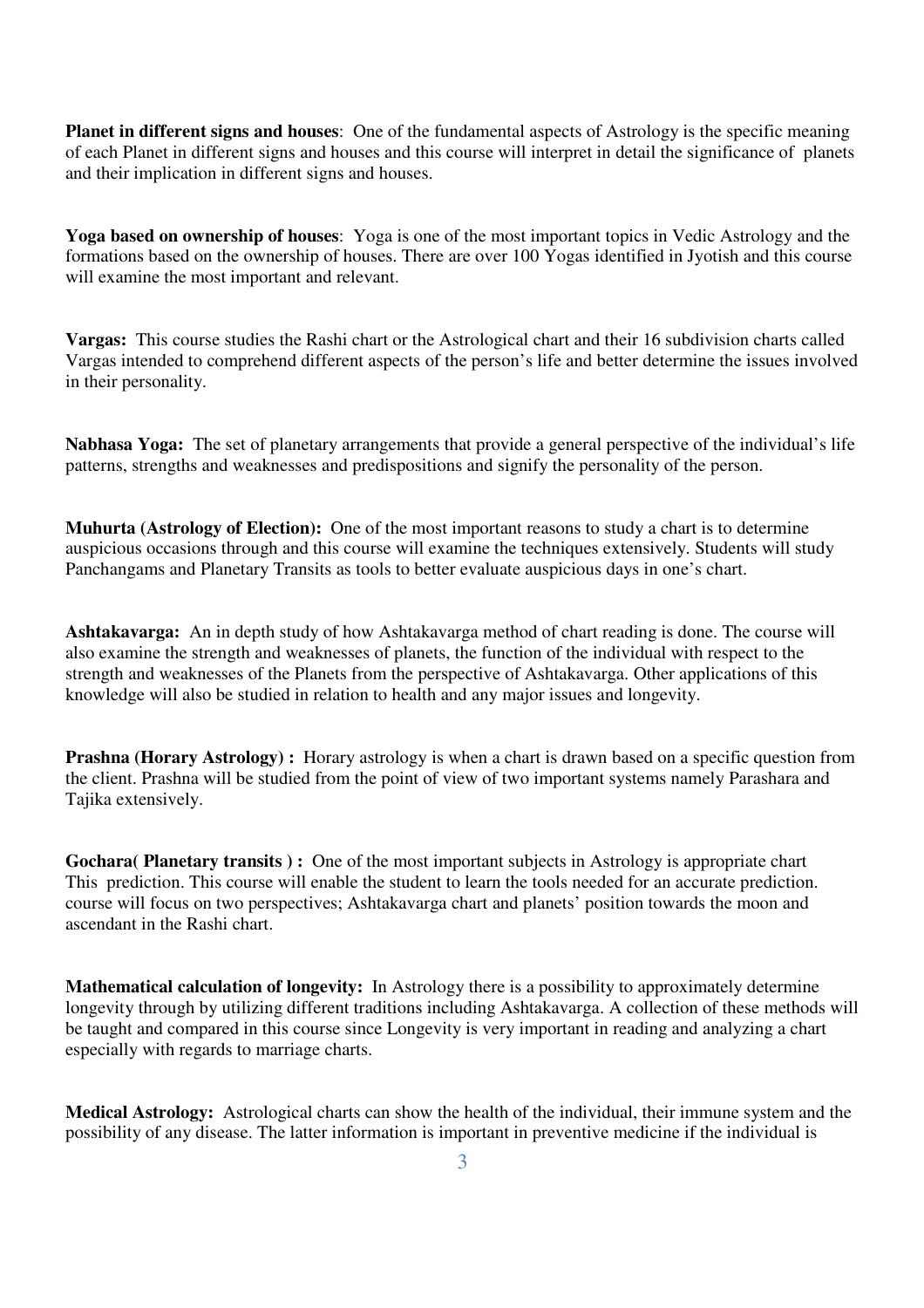**Planet in different signs and houses**: One of the fundamental aspects of Astrology is the specific meaning of each Planet in different signs and houses and this course will interpret in detail the significance of planets and their implication in different signs and houses.

**Yoga based on ownership of houses**: Yoga is one of the most important topics in Vedic Astrology and the formations based on the ownership of houses. There are over 100 Yogas identified in Jyotish and this course will examine the most important and relevant.

**Vargas:** This course studies the Rashi chart or the Astrological chart and their 16 subdivision charts called Vargas intended to comprehend different aspects of the person's life and better determine the issues involved in their personality.

**Nabhasa Yoga:** The set of planetary arrangements that provide a general perspective of the individual's life patterns, strengths and weaknesses and predispositions and signify the personality of the person.

**Muhurta (Astrology of Election):** One of the most important reasons to study a chart is to determine auspicious occasions through and this course will examine the techniques extensively. Students will study Panchangams and Planetary Transits as tools to better evaluate auspicious days in one's chart.

**Ashtakavarga:** An in depth study of how Ashtakavarga method of chart reading is done. The course will also examine the strength and weaknesses of planets, the function of the individual with respect to the strength and weaknesses of the Planets from the perspective of Ashtakavarga. Other applications of this knowledge will also be studied in relation to health and any major issues and longevity.

**Prashna (Horary Astrology) :** Horary astrology is when a chart is drawn based on a specific question from the client. Prashna will be studied from the point of view of two important systems namely Parashara and Tajika extensively.

**Gochara( Planetary transits ) :** One of the most important subjects in Astrology is appropriate chart This prediction. This course will enable the student to learn the tools needed for an accurate prediction. course will focus on two perspectives; Ashtakavarga chart and planets' position towards the moon and ascendant in the Rashi chart.

**Mathematical calculation of longevity:** In Astrology there is a possibility to approximately determine longevity through by utilizing different traditions including Ashtakavarga. A collection of these methods will be taught and compared in this course since Longevity is very important in reading and analyzing a chart especially with regards to marriage charts.

**Medical Astrology:** Astrological charts can show the health of the individual, their immune system and the possibility of any disease. The latter information is important in preventive medicine if the individual is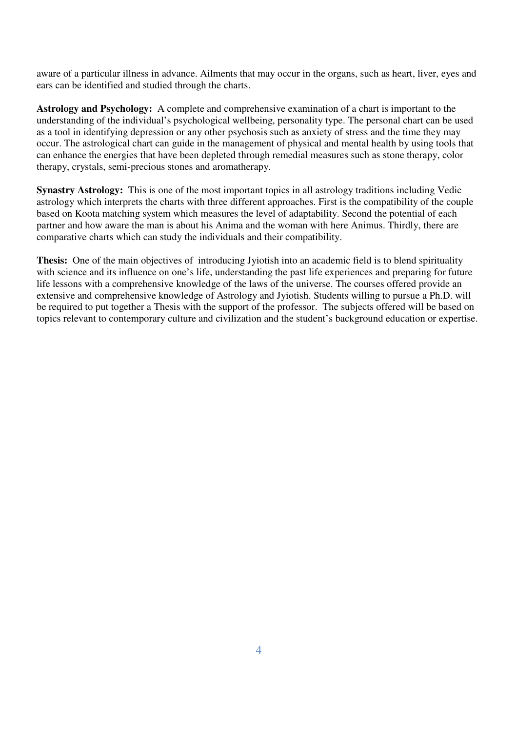aware of a particular illness in advance. Ailments that may occur in the organs, such as heart, liver, eyes and ears can be identified and studied through the charts.

**Astrology and Psychology:** A complete and comprehensive examination of a chart is important to the understanding of the individual's psychological wellbeing, personality type. The personal chart can be used as a tool in identifying depression or any other psychosis such as anxiety of stress and the time they may occur. The astrological chart can guide in the management of physical and mental health by using tools that can enhance the energies that have been depleted through remedial measures such as stone therapy, color therapy, crystals, semi-precious stones and aromatherapy.

**Synastry Astrology:** This is one of the most important topics in all astrology traditions including Vedic astrology which interprets the charts with three different approaches. First is the compatibility of the couple based on Koota matching system which measures the level of adaptability. Second the potential of each partner and how aware the man is about his Anima and the woman with here Animus. Thirdly, there are comparative charts which can study the individuals and their compatibility.

**Thesis:** One of the main objectives of introducing Jyiotish into an academic field is to blend spirituality with science and its influence on one's life, understanding the past life experiences and preparing for future life lessons with a comprehensive knowledge of the laws of the universe. The courses offered provide an extensive and comprehensive knowledge of Astrology and Jyiotish. Students willing to pursue a Ph.D. will be required to put together a Thesis with the support of the professor. The subjects offered will be based on topics relevant to contemporary culture and civilization and the student's background education or expertise.